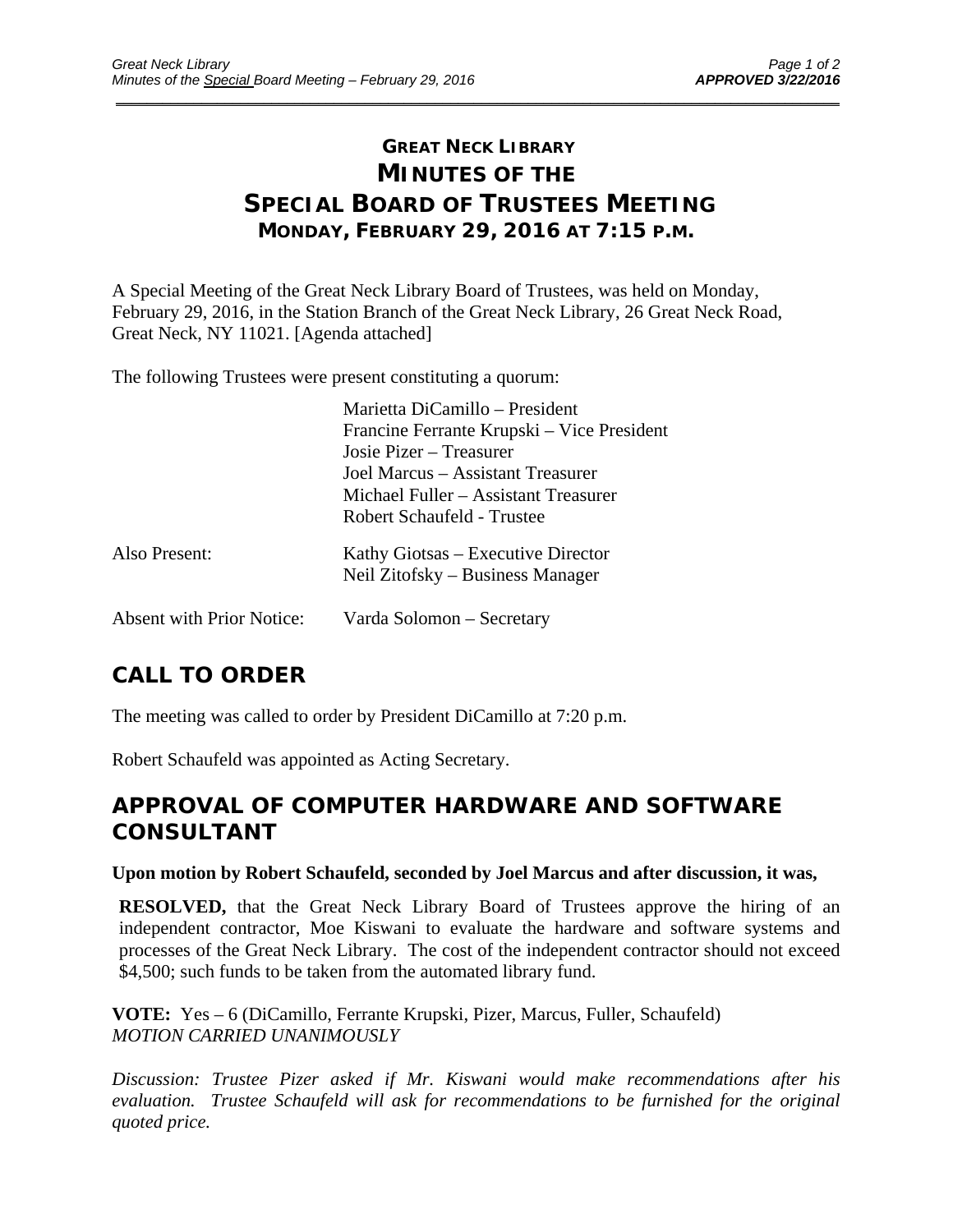# GREAT NECK LIBRARY
# MINUTES OF THE SPECIAL BOARD OF TRUSTEES MEETING
### MONDAY, FEBRUARY 29, 2016 AT 7:15 P.M.

A Special Meeting of the Great Neck Library Board of Trustees, was held on Monday, February 29, 2016, in the Station Branch of the Great Neck Library, 26 Great Neck Road, Great Neck, NY 11021. [Agenda attached]

The following Trustees were present constituting a quorum:

| | |
|---|---|
| | Marietta DiCamillo – President |
| | Francine Ferrante Krupski – Vice President |
| | Josie Pizer – Treasurer |
| | Joel Marcus – Assistant Treasurer |
| | Michael Fuller – Assistant Treasurer |
| | Robert Schaufeld - Trustee |
| Also Present: | Kathy Giotsas – Executive Director |
| | Neil Zitofsky – Business Manager |
| Absent with Prior Notice: | Varda Solomon – Secretary |

## CALL TO ORDER

The meeting was called to order by President DiCamillo at 7:20 p.m.

Robert Schaufeld was appointed as Acting Secretary.

## APPROVAL OF COMPUTER HARDWARE AND SOFTWARE CONSULTANT

**Upon motion by Robert Schaufeld, seconded by Joel Marcus and after discussion, it was,**

**RESOLVED,** that the Great Neck Library Board of Trustees approve the hiring of an independent contractor, Moe Kiswani to evaluate the hardware and software systems and processes of the Great Neck Library. The cost of the independent contractor should not exceed $4,500; such funds to be taken from the automated library fund.

**VOTE:** Yes – 6 (DiCamillo, Ferrante Krupski, Pizer, Marcus, Fuller, Schaufeld)
*MOTION CARRIED UNANIMOUSLY*

*Discussion: Trustee Pizer asked if Mr. Kiswani would make recommendations after his evaluation. Trustee Schaufeld will ask for recommendations to be furnished for the original quoted price.*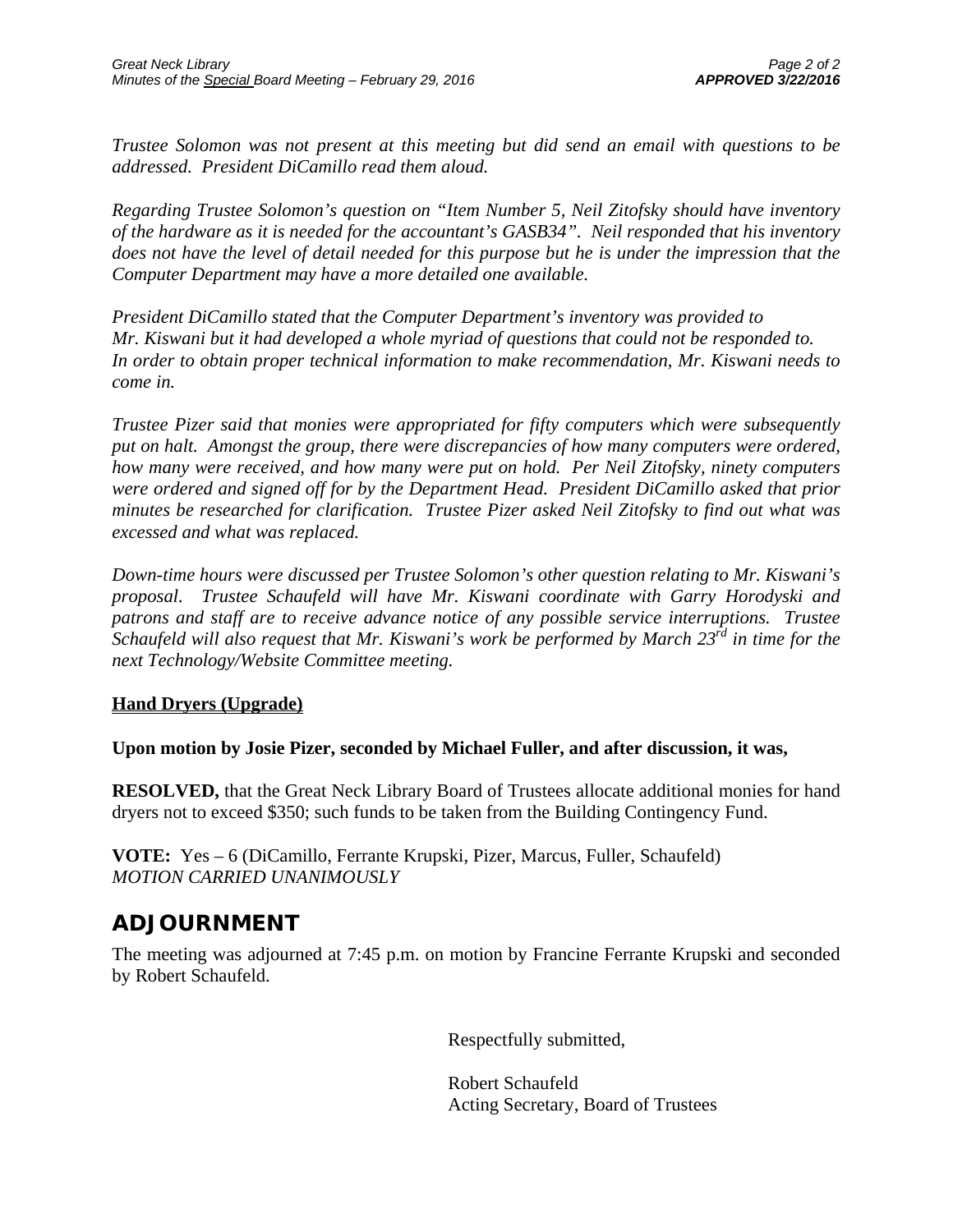*Trustee Solomon was not present at this meeting but did send an email with questions to be addressed. President DiCamillo read them aloud.*

*Regarding Trustee Solomon's question on "Item Number 5, Neil Zitofsky should have inventory of the hardware as it is needed for the accountant's GASB34". Neil responded that his inventory does not have the level of detail needed for this purpose but he is under the impression that the Computer Department may have a more detailed one available.*

*President DiCamillo stated that the Computer Department's inventory was provided to Mr. Kiswani but it had developed a whole myriad of questions that could not be responded to. In order to obtain proper technical information to make recommendation, Mr. Kiswani needs to come in.*

*Trustee Pizer said that monies were appropriated for fifty computers which were subsequently put on halt. Amongst the group, there were discrepancies of how many computers were ordered, how many were received, and how many were put on hold. Per Neil Zitofsky, ninety computers were ordered and signed off for by the Department Head. President DiCamillo asked that prior minutes be researched for clarification. Trustee Pizer asked Neil Zitofsky to find out what was excessed and what was replaced.*

*Down-time hours were discussed per Trustee Solomon's other question relating to Mr. Kiswani's proposal. Trustee Schaufeld will have Mr. Kiswani coordinate with Garry Horodyski and patrons and staff are to receive advance notice of any possible service interruptions. Trustee Schaufeld will also request that Mr. Kiswani's work be performed by March 23rd in time for the next Technology/Website Committee meeting.*

**Hand Dryers (Upgrade)**

**Upon motion by Josie Pizer, seconded by Michael Fuller, and after discussion, it was,**

**RESOLVED,** that the Great Neck Library Board of Trustees allocate additional monies for hand dryers not to exceed $350; such funds to be taken from the Building Contingency Fund.

**VOTE:** Yes – 6 (DiCamillo, Ferrante Krupski, Pizer, Marcus, Fuller, Schaufeld)
*MOTION CARRIED UNANIMOUSLY*

## ADJOURNMENT

The meeting was adjourned at 7:45 p.m. on motion by Francine Ferrante Krupski and seconded by Robert Schaufeld.

Respectfully submitted,

Robert Schaufeld
Acting Secretary, Board of Trustees